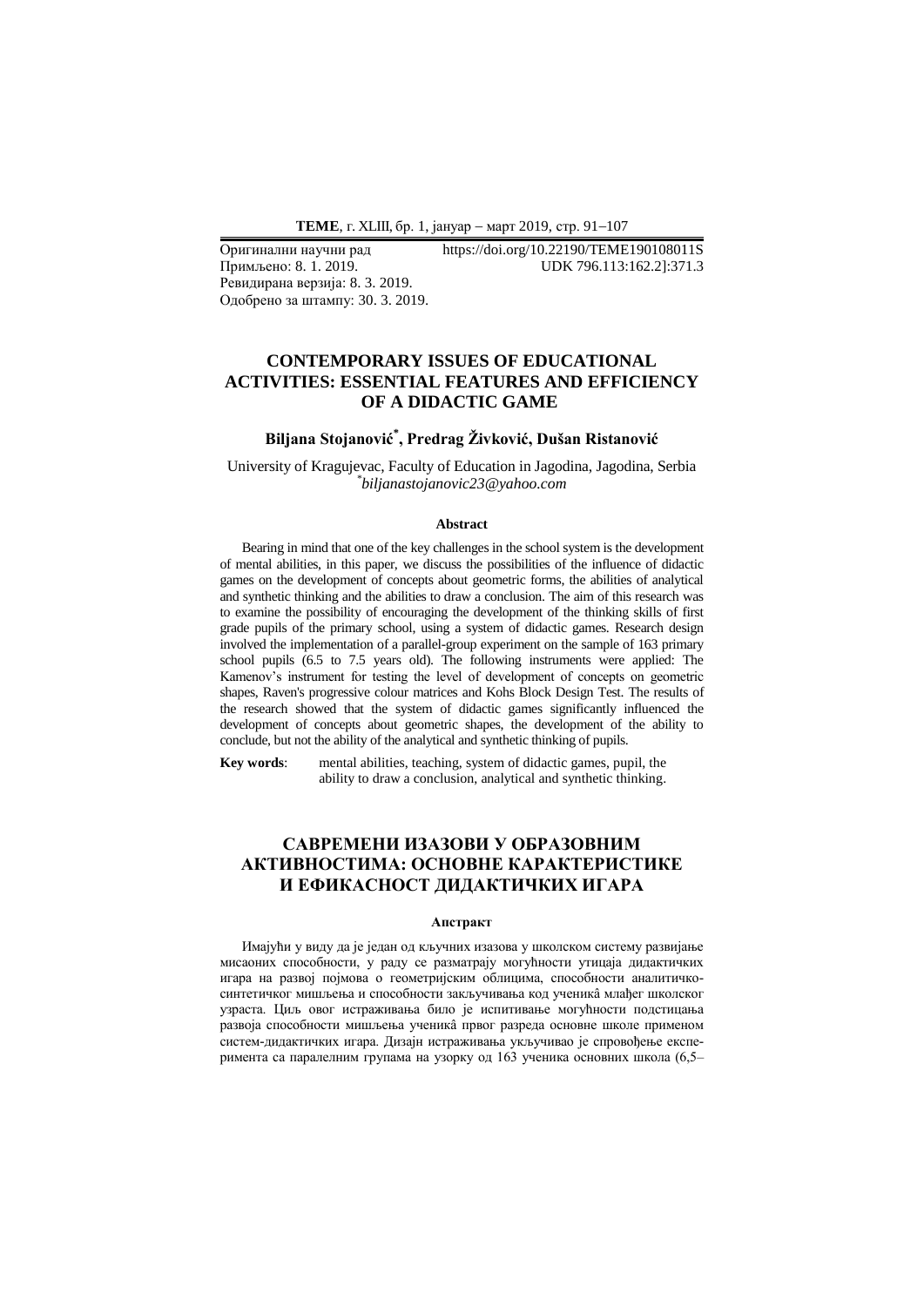**ТЕМЕ**, г. XLIII, бр. 1, јануар − март 2019, стр. 91−107

Оригинални научни рад https://doi.org/10.22190/TEME190108011S
Примљено: 8. 1. 2019. UDK 796.113:162.2]:371.3
Ревидирана верзија: 8. 3. 2019.
Одобрено за штампу: 30. 3. 2019.

# CONTEMPORARY ISSUES OF EDUCATIONAL ACTIVITIES: ESSENTIAL FEATURES AND EFFICIENCY OF A DIDACTIC GAME

**Biljana Stojanović[*], Predrag Živković, Dušan Ristanović**

University of Kragujevac, Faculty of Education in Jagodina, Jagodina, Serbia
[*]*biljanastojanovic23@yahoo.com*

#### Abstract

Bearing in mind that one of the key challenges in the school system is the development of mental abilities, in this paper, we discuss the possibilities of the influence of didactic games on the development of concepts about geometric forms, the abilities of analytical and synthetic thinking and the abilities to draw a conclusion. The aim of this research was to examine the possibility of encouraging the development of the thinking skills of first grade pupils of the primary school, using a system of didactic games. Research design involved the implementation of a parallel-group experiment on the sample of 163 primary school pupils (6.5 to 7.5 years old). The following instruments were applied: The Kamenov's instrument for testing the level of development of concepts on geometric shapes, Raven's progressive colour matrices and Kohs Block Design Test. The results of the research showed that the system of didactic games significantly influenced the development of concepts about geometric shapes, the development of the ability to conclude, but not the ability of the analytical and synthetic thinking of pupils.

**Key words**: mental abilities, teaching, system of didactic games, pupil, the ability to draw a conclusion, analytical and synthetic thinking.

# САВРЕМЕНИ ИЗАЗОВИ У ОБРАЗОВНИМ АКТИВНОСТИМА: ОСНОВНЕ КАРАКТЕРИСТИКЕ И ЕФИКАСНОСТ ДИДАКТИЧКИХ ИГАРА

#### Апстракт

Имајући у виду да је један од кључних изазова у школском систему развијање мисаоних способности, у раду се разматрају могућности утицаја дидактичких игара на развој појмова о геометријским облицима, способности аналитичко-синтетичког мишљења и способности закључивања код ученикâ млађег школског узраста. Циљ овог истраживања било је испитивање могућности подстицања развоја способности мишљења ученикâ првог разреда основне школе применом систем-дидактичких игара. Дизајн истраживања укључивао је спровођење експеримента са паралелним групама на узорку од 163 ученика основних школа (6,5–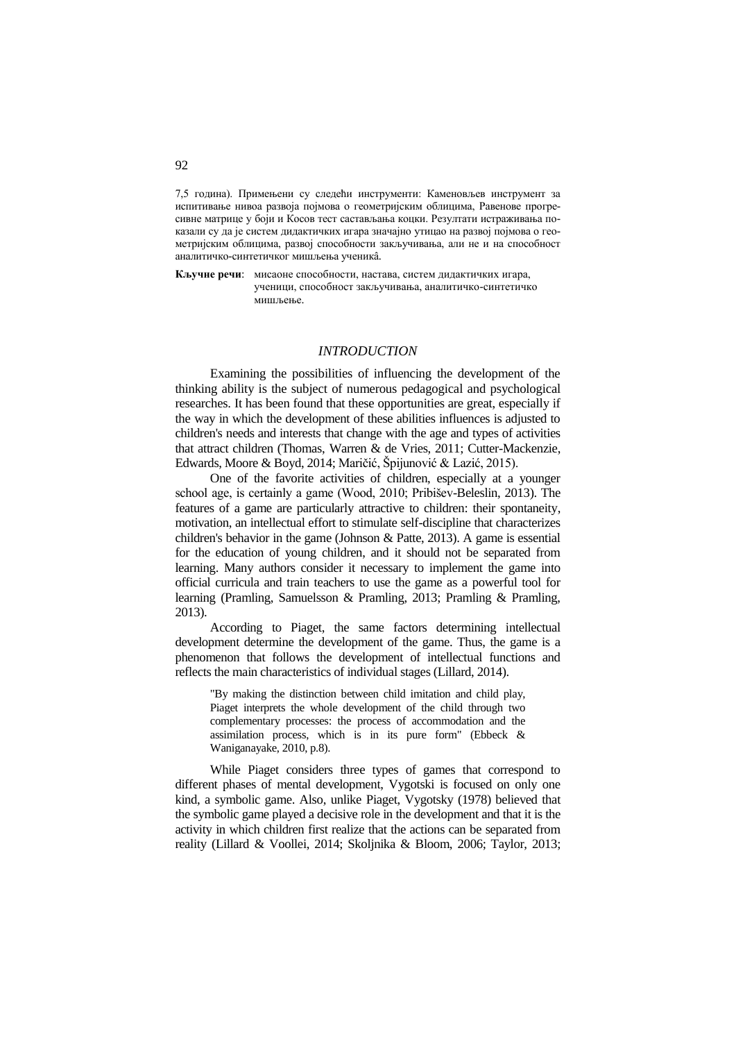7,5 година). Примењени су следећи инструменти: Каменовљев инструмент за испитивање нивоа развоја појмова о геометријским облицима, Равенове прогресивне матрице у боји и Косов тест састављања коцки. Резултати истраживања показали су да је систем дидактичких игара значајно утицао на развој појмова о геометријским облицима, развој способности закључивања, али не и на способност аналитичко-синтетичког мишљења ученикâ.

**Кључне речи**: мисаоне способности, настава, систем дидактичких игара, ученици, способност закључивања, аналитичко-синтетичко мишљење.

## *INTRODUCTION*

Examining the possibilities of influencing the development of the thinking ability is the subject of numerous pedagogical and psychological researches. It has been found that these opportunities are great, especially if the way in which the development of these abilities influences is adjusted to children's needs and interests that change with the age and types of activities that attract children (Thomas, Warren & de Vries, 2011; Cutter-Mackenzie, Edwards, Moore & Boyd, 2014; Maričić, Špijunović & Lazić, 2015).

One of the favorite activities of children, especially at a younger school age, is certainly a game (Wood, 2010; Pribišev-Beleslin, 2013). The features of a game are particularly attractive to children: their spontaneity, motivation, an intellectual effort to stimulate self-discipline that characterizes children's behavior in the game (Johnson & Patte, 2013). A game is essential for the education of young children, and it should not be separated from learning. Many authors consider it necessary to implement the game into official curricula and train teachers to use the game as a powerful tool for learning (Pramling, Samuelsson & Pramling, 2013; Pramling & Pramling, 2013).

According to Piaget, the same factors determining intellectual development determine the development of the game. Thus, the game is a phenomenon that follows the development of intellectual functions and reflects the main characteristics of individual stages (Lillard, 2014).

> "By making the distinction between child imitation and child play, Piaget interprets the whole development of the child through two complementary processes: the process of accommodation and the assimilation process, which is in its pure form" (Ebbeck & Waniganayake, 2010, p.8).

While Piaget considers three types of games that correspond to different phases of mental development, Vygotski is focused on only one kind, a symbolic game. Also, unlike Piaget, Vygotsky (1978) believed that the symbolic game played a decisive role in the development and that it is the activity in which children first realize that the actions can be separated from reality (Lillard & Voollei, 2014; Skoljnika & Bloom, 2006; Taylor, 2013;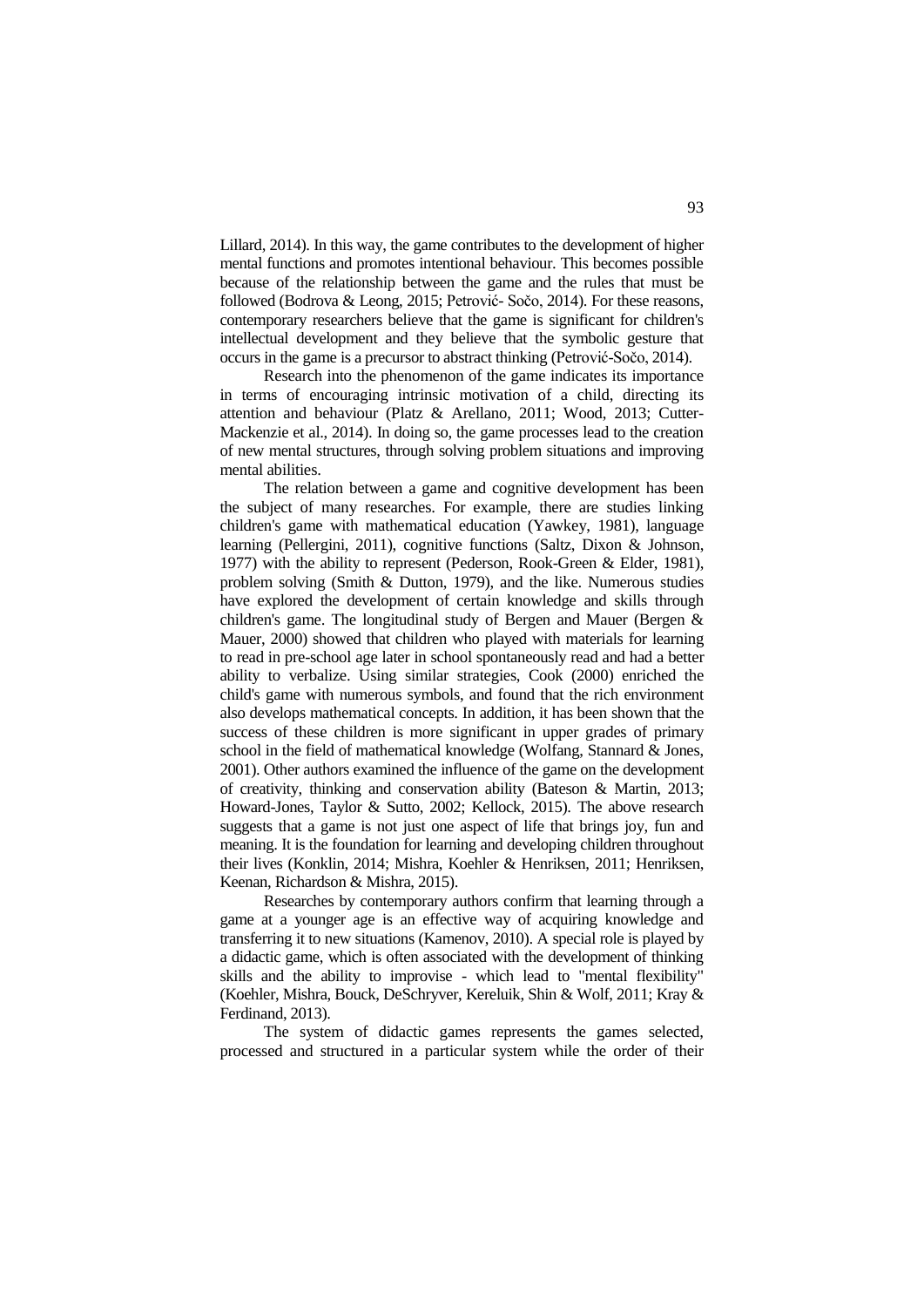Lillard, 2014). In this way, the game contributes to the development of higher mental functions and promotes intentional behaviour. This becomes possible because of the relationship between the game and the rules that must be followed (Bodrova & Leong, 2015; Petrović- Sočo, 2014). For these reasons, contemporary researchers believe that the game is significant for children's intellectual development and they believe that the symbolic gesture that occurs in the game is a precursor to abstract thinking (Petrović-Sočo, 2014).

Research into the phenomenon of the game indicates its importance in terms of encouraging intrinsic motivation of a child, directing its attention and behaviour (Platz & Arellano, 2011; Wood, 2013; Cutter-Mackenzie et al., 2014). In doing so, the game processes lead to the creation of new mental structures, through solving problem situations and improving mental abilities.

The relation between a game and cognitive development has been the subject of many researches. For example, there are studies linking children's game with mathematical education (Yawkey, 1981), language learning (Pellergini, 2011), cognitive functions (Saltz, Dixon & Johnson, 1977) with the ability to represent (Pederson, Rook-Green & Elder, 1981), problem solving (Smith & Dutton, 1979), and the like. Numerous studies have explored the development of certain knowledge and skills through children's game. The longitudinal study of Bergen and Mauer (Bergen & Mauer, 2000) showed that children who played with materials for learning to read in pre-school age later in school spontaneously read and had a better ability to verbalize. Using similar strategies, Cook (2000) enriched the child's game with numerous symbols, and found that the rich environment also develops mathematical concepts. In addition, it has been shown that the success of these children is more significant in upper grades of primary school in the field of mathematical knowledge (Wolfang, Stannard & Jones, 2001). Other authors examined the influence of the game on the development of creativity, thinking and conservation ability (Bateson & Martin, 2013; Howard-Jones, Taylor & Sutto, 2002; Kellock, 2015). The above research suggests that a game is not just one aspect of life that brings joy, fun and meaning. It is the foundation for learning and developing children throughout their lives (Konklin, 2014; Mishra, Koehler & Henriksen, 2011; Henriksen, Keenan, Richardson & Mishra, 2015).

Researches by contemporary authors confirm that learning through a game at a younger age is an effective way of acquiring knowledge and transferring it to new situations (Kamenov, 2010). A special role is played by a didactic game, which is often associated with the development of thinking skills and the ability to improvise - which lead to "mental flexibility" (Koehler, Mishra, Bouck, DeSchryver, Kereluik, Shin & Wolf, 2011; Kray & Ferdinand, 2013).

The system of didactic games represents the games selected, processed and structured in a particular system while the order of their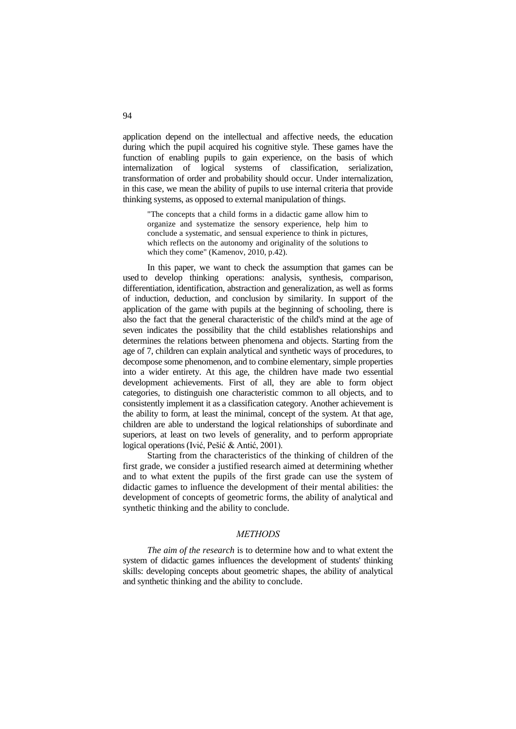application depend on the intellectual and affective needs, the education during which the pupil acquired his cognitive style. These games have the function of enabling pupils to gain experience, on the basis of which internalization of logical systems of classification, serialization, transformation of order and probability should occur. Under internalization, in this case, we mean the ability of pupils to use internal criteria that provide thinking systems, as opposed to external manipulation of things.

> "The concepts that a child forms in a didactic game allow him to organize and systematize the sensory experience, help him to conclude a systematic, and sensual experience to think in pictures, which reflects on the autonomy and originality of the solutions to which they come" (Kamenov, 2010, p.42).

In this paper, we want to check the assumption that games can be used to develop thinking operations: analysis, synthesis, comparison, differentiation, identification, abstraction and generalization, as well as forms of induction, deduction, and conclusion by similarity. In support of the application of the game with pupils at the beginning of schooling, there is also the fact that the general characteristic of the child's mind at the age of seven indicates the possibility that the child establishes relationships and determines the relations between phenomena and objects. Starting from the age of 7, children can explain analytical and synthetic ways of procedures, to decompose some phenomenon, and to combine elementary, simple properties into a wider entirety. At this age, the children have made two essential development achievements. First of all, they are able to form object categories, to distinguish one characteristic common to all objects, and to consistently implement it as a classification category. Another achievement is the ability to form, at least the minimal, concept of the system. At that age, children are able to understand the logical relationships of subordinate and superiors, at least on two levels of generality, and to perform appropriate logical operations (Ivić, Pešić & Antić, 2001).

Starting from the characteristics of the thinking of children of the first grade, we consider a justified research aimed at determining whether and to what extent the pupils of the first grade can use the system of didactic games to influence the development of their mental abilities: the development of concepts of geometric forms, the ability of analytical and synthetic thinking and the ability to conclude.

## *METHODS*

*The aim of the research* is to determine how and to what extent the system of didactic games influences the development of students' thinking skills: developing concepts about geometric shapes, the ability of analytical and synthetic thinking and the ability to conclude.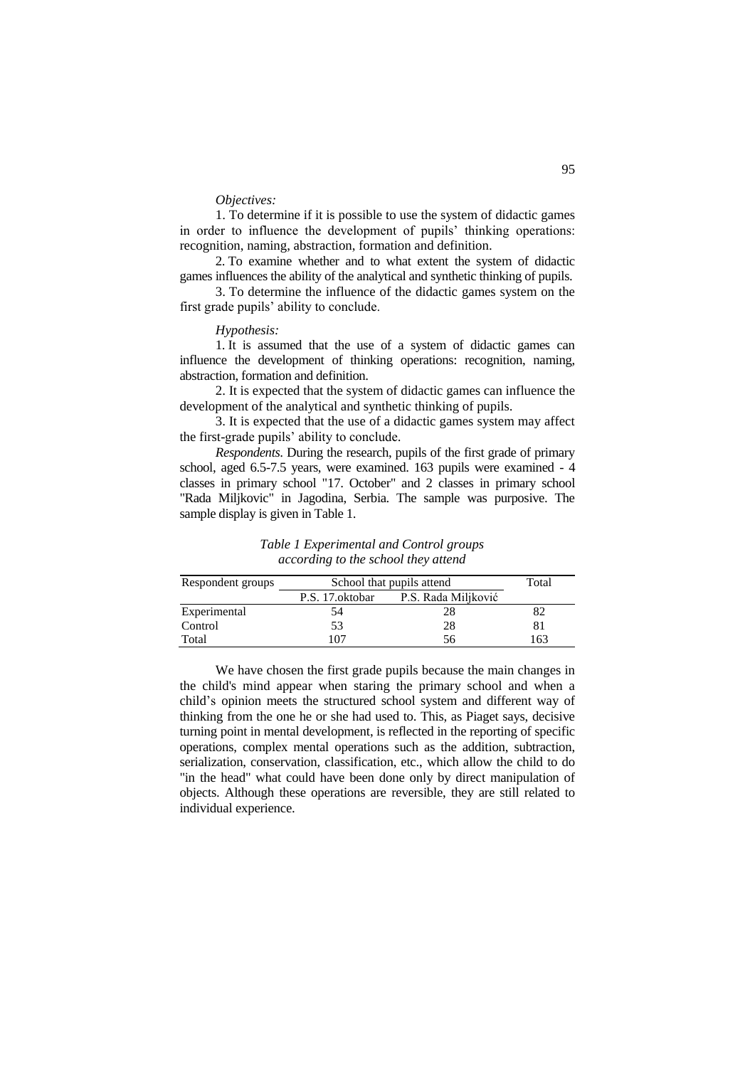*Objectives:*

1. To determine if it is possible to use the system of didactic games in order to influence the development of pupils' thinking operations: recognition, naming, abstraction, formation and definition.

2. To examine whether and to what extent the system of didactic games influences the ability of the analytical and synthetic thinking of pupils.

3. To determine the influence of the didactic games system on the first grade pupils' ability to conclude.

*Hypothesis:*

1. It is assumed that the use of a system of didactic games can influence the development of thinking operations: recognition, naming, abstraction, formation and definition.

2. It is expected that the system of didactic games can influence the development of the analytical and synthetic thinking of pupils.

3. It is expected that the use of a didactic games system may affect the first-grade pupils' ability to conclude.

*Respondents.* During the research, pupils of the first grade of primary school, aged 6.5-7.5 years, were examined. 163 pupils were examined - 4 classes in primary school "17. October" and 2 classes in primary school "Rada Miljkovic" in Jagodina, Serbia. The sample was purposive. The sample display is given in Table 1.

*Table 1 Experimental and Control groups according to the school they attend*

| Respondent groups | School that pupils attend | | Total |
|---|---|---|---|
| | P.S. 17.oktobar | P.S. Rada Miljković | |
| Experimental | 54 | 28 | 82 |
| Control | 53 | 28 | 81 |
| Total | 107 | 56 | 163 |

We have chosen the first grade pupils because the main changes in the child's mind appear when staring the primary school and when a child's opinion meets the structured school system and different way of thinking from the one he or she had used to. This, as Piaget says, decisive turning point in mental development, is reflected in the reporting of specific operations, complex mental operations such as the addition, subtraction, serialization, conservation, classification, etc., which allow the child to do "in the head" what could have been done only by direct manipulation of objects. Although these operations are reversible, they are still related to individual experience.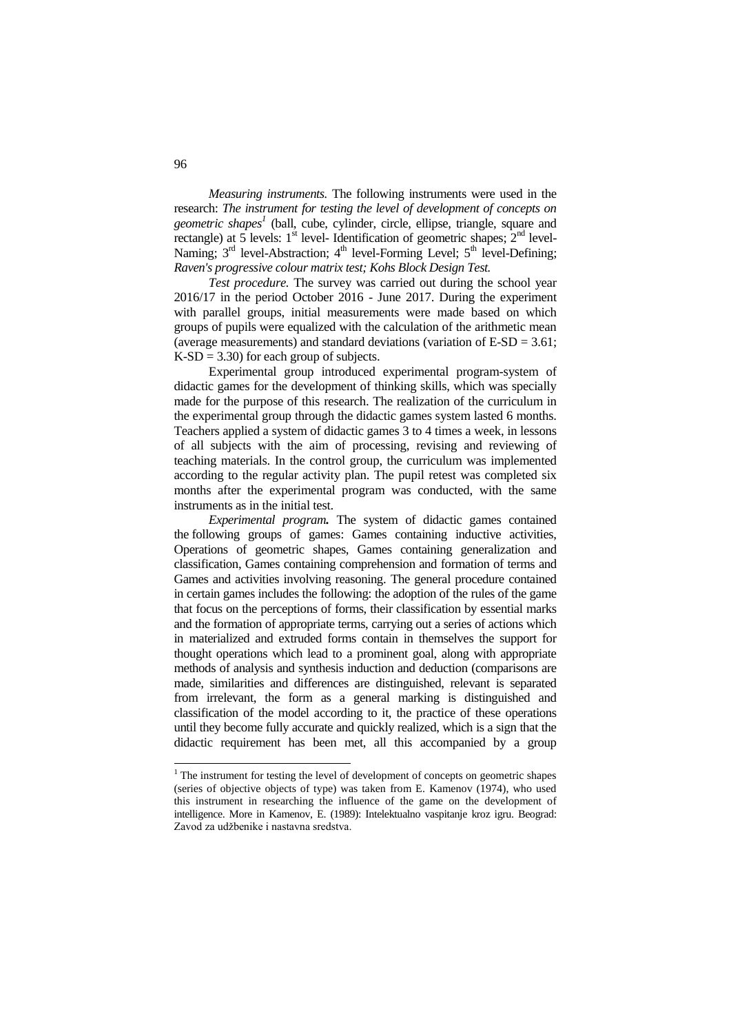*Measuring instruments.* The following instruments were used in the research: *The instrument for testing the level of development of concepts on geometric shapes*[1] (ball, cube, cylinder, circle, ellipse, triangle, square and rectangle) at 5 levels: 1st level- Identification of geometric shapes; 2nd level-Naming; 3rd level-Abstraction; 4th level-Forming Level; 5th level-Defining; *Raven's progressive colour matrix test; Kohs Block Design Test.*

*Test procedure.* The survey was carried out during the school year 2016/17 in the period October 2016 - June 2017. During the experiment with parallel groups, initial measurements were made based on which groups of pupils were equalized with the calculation of the arithmetic mean (average measurements) and standard deviations (variation of E-SD = 3.61; K-SD = 3.30) for each group of subjects.

Experimental group introduced experimental program-system of didactic games for the development of thinking skills, which was specially made for the purpose of this research. The realization of the curriculum in the experimental group through the didactic games system lasted 6 months. Teachers applied a system of didactic games 3 to 4 times a week, in lessons of all subjects with the aim of processing, revising and reviewing of teaching materials. In the control group, the curriculum was implemented according to the regular activity plan. The pupil retest was completed six months after the experimental program was conducted, with the same instruments as in the initial test.

***Experimental program.*** The system of didactic games contained the following groups of games: Games containing inductive activities, Operations of geometric shapes, Games containing generalization and classification, Games containing comprehension and formation of terms and Games and activities involving reasoning. The general procedure contained in certain games includes the following: the adoption of the rules of the game that focus on the perceptions of forms, their classification by essential marks and the formation of appropriate terms, carrying out a series of actions which in materialized and extruded forms contain in themselves the support for thought operations which lead to a prominent goal, along with appropriate methods of analysis and synthesis induction and deduction (comparisons are made, similarities and differences are distinguished, relevant is separated from irrelevant, the form as a general marking is distinguished and classification of the model according to it, the practice of these operations until they become fully accurate and quickly realized, which is a sign that the didactic requirement has been met, all this accompanied by a group

---

[1] The instrument for testing the level of development of concepts on geometric shapes (series of objective objects of type) was taken from E. Kamenov (1974), who used this instrument in researching the influence of the game on the development of intelligence. More in Kamenov, E. (1989): Intelektualno vaspitanje kroz igru. Beograd: Zavod za udžbenike i nastavna sredstva.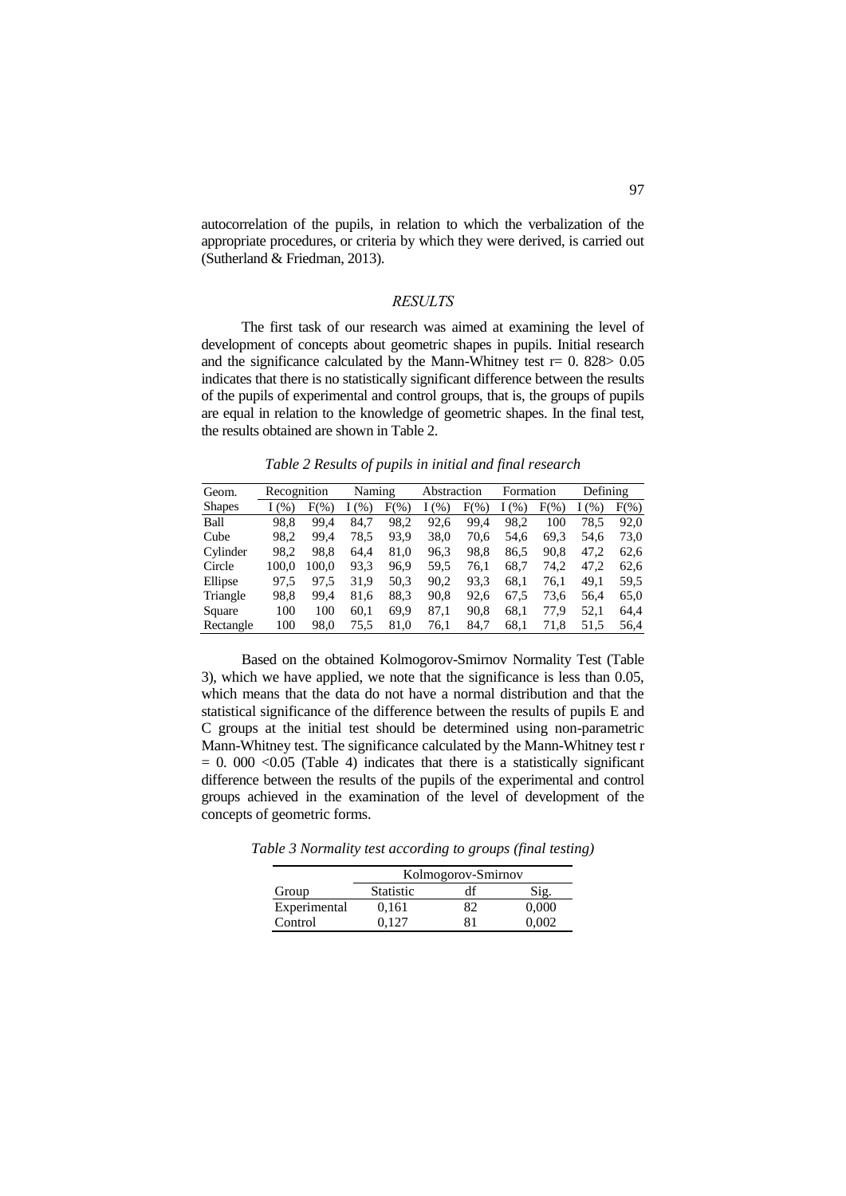autocorrelation of the pupils, in relation to which the verbalization of the appropriate procedures, or criteria by which they were derived, is carried out (Sutherland & Friedman, 2013).

## *RESULTS*

The first task of our research was aimed at examining the level of development of concepts about geometric shapes in pupils. Initial research and the significance calculated by the Mann-Whitney test r= 0. 828> 0.05 indicates that there is no statistically significant difference between the results of the pupils of experimental and control groups, that is, the groups of pupils are equal in relation to the knowledge of geometric shapes. In the final test, the results obtained are shown in Table 2.

*Table 2 Results of pupils in initial and final research*

| Geom. | Recognition | | Naming | | Abstraction | | Formation | | Defining | |
|---|---|---|---|---|---|---|---|---|---|---|
| Shapes | I (%) | F(%) | I (%) | F(%) | I (%) | F(%) | I (%) | F(%) | I (%) | F(%) |
| Ball | 98,8 | 99,4 | 84,7 | 98,2 | 92,6 | 99,4 | 98,2 | 100 | 78,5 | 92,0 |
| Cube | 98,2 | 99,4 | 78,5 | 93,9 | 38,0 | 70,6 | 54,6 | 69,3 | 54,6 | 73,0 |
| Cylinder | 98,2 | 98,8 | 64,4 | 81,0 | 96,3 | 98,8 | 86,5 | 90,8 | 47,2 | 62,6 |
| Circle | 100,0 | 100,0 | 93,3 | 96,9 | 59,5 | 76,1 | 68,7 | 74,2 | 47,2 | 62,6 |
| Ellipse | 97,5 | 97,5 | 31,9 | 50,3 | 90,2 | 93,3 | 68,1 | 76,1 | 49,1 | 59,5 |
| Triangle | 98,8 | 99,4 | 81,6 | 88,3 | 90,8 | 92,6 | 67,5 | 73,6 | 56,4 | 65,0 |
| Square | 100 | 100 | 60,1 | 69,9 | 87,1 | 90,8 | 68,1 | 77,9 | 52,1 | 64,4 |
| Rectangle | 100 | 98,0 | 75,5 | 81,0 | 76,1 | 84,7 | 68,1 | 71,8 | 51,5 | 56,4 |

Based on the obtained Kolmogorov-Smirnov Normality Test (Table 3), which we have applied, we note that the significance is less than 0.05, which means that the data do not have a normal distribution and that the statistical significance of the difference between the results of pupils E and C groups at the initial test should be determined using non-parametric Mann-Whitney test. The significance calculated by the Mann-Whitney test r = 0. 000 <0.05 (Table 4) indicates that there is a statistically significant difference between the results of the pupils of the experimental and control groups achieved in the examination of the level of development of the concepts of geometric forms.

*Table 3 Normality test according to groups (final testing)*

| | Kolmogorov-Smirnov | | |
|---|---|---|---|
| Group | Statistic | df | Sig. |
| Experimental | 0,161 | 82 | 0,000 |
| Control | 0,127 | 81 | 0,002 |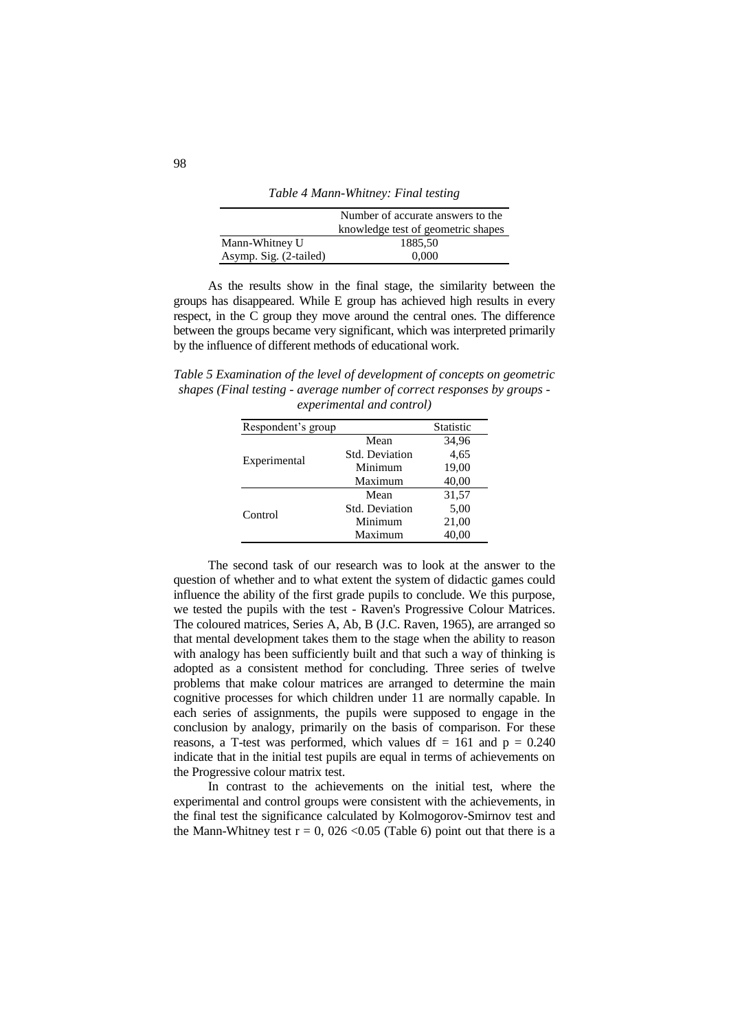*Table 4 Mann-Whitney: Final testing*

| | Number of accurate answers to the knowledge test of geometric shapes |
|---|---|
| Mann-Whitney U | 1885,50 |
| Asymp. Sig. (2-tailed) | 0,000 |

As the results show in the final stage, the similarity between the groups has disappeared. While E group has achieved high results in every respect, in the C group they move around the central ones. The difference between the groups became very significant, which was interpreted primarily by the influence of different methods of educational work.

*Table 5 Examination of the level of development of concepts on geometric shapes (Final testing - average number of correct responses by groups - experimental and control)*

| Respondent's group | | Statistic |
|---|---|---|
| Experimental | Mean | 34,96 |
| | Std. Deviation | 4,65 |
| | Minimum | 19,00 |
| | Maximum | 40,00 |
| Control | Mean | 31,57 |
| | Std. Deviation | 5,00 |
| | Minimum | 21,00 |
| | Maximum | 40,00 |

The second task of our research was to look at the answer to the question of whether and to what extent the system of didactic games could influence the ability of the first grade pupils to conclude. We this purpose, we tested the pupils with the test - Raven's Progressive Colour Matrices. The coloured matrices, Series A, Ab, B (J.C. Raven, 1965), are arranged so that mental development takes them to the stage when the ability to reason with analogy has been sufficiently built and that such a way of thinking is adopted as a consistent method for concluding. Three series of twelve problems that make colour matrices are arranged to determine the main cognitive processes for which children under 11 are normally capable. In each series of assignments, the pupils were supposed to engage in the conclusion by analogy, primarily on the basis of comparison. For these reasons, a T-test was performed, which values $df = 161$ and $p = 0.240$ indicate that in the initial test pupils are equal in terms of achievements on the Progressive colour matrix test.

In contrast to the achievements on the initial test, where the experimental and control groups were consistent with the achievements, in the final test the significance calculated by Kolmogorov-Smirnov test and the Mann-Whitney test $r = 0,026 < 0.05$ (Table 6) point out that there is a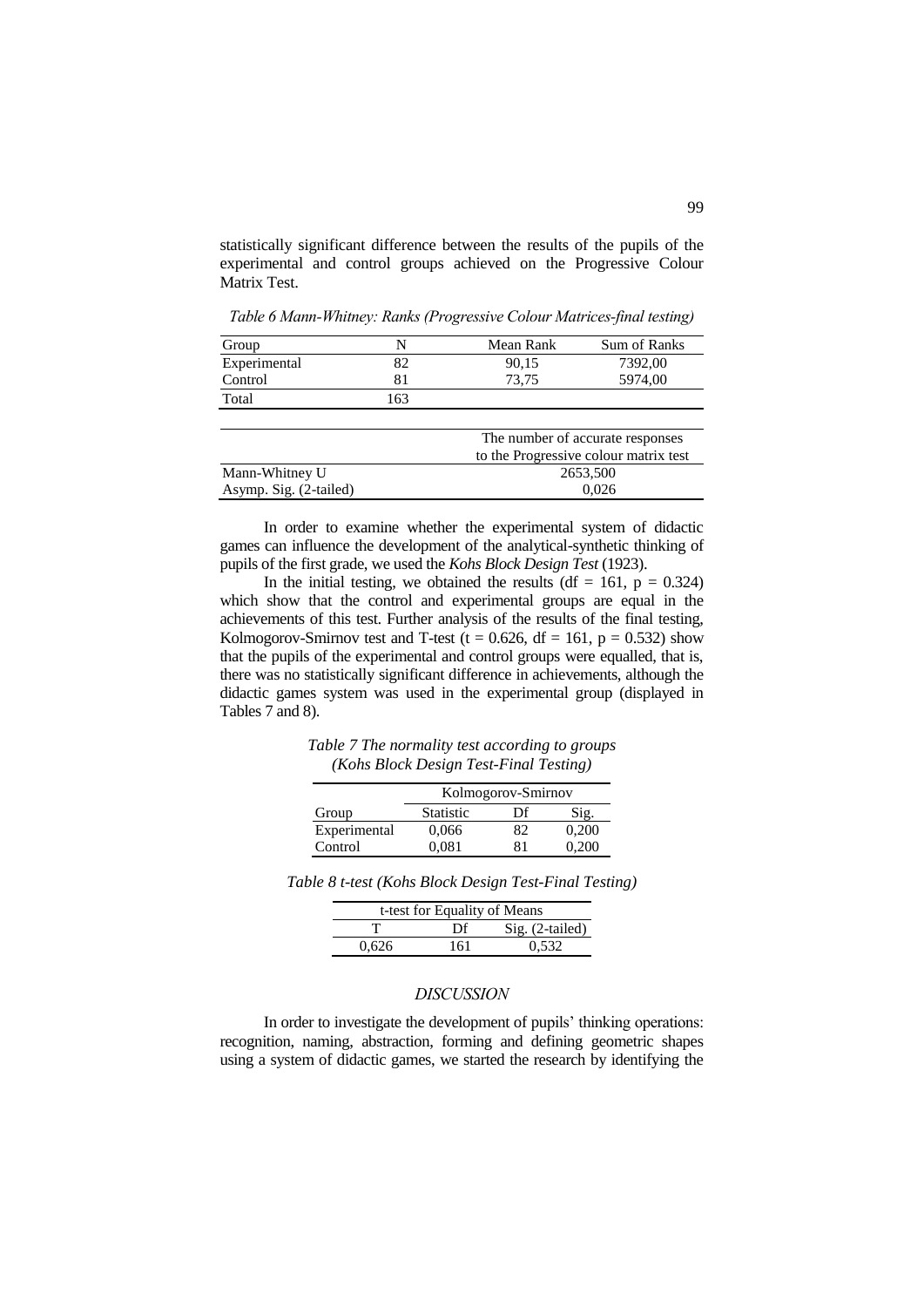statistically significant difference between the results of the pupils of the experimental and control groups achieved on the Progressive Colour Matrix Test.

*Table 6 Mann-Whitney: Ranks (Progressive Colour Matrices-final testing)*

| Group | N | Mean Rank | Sum of Ranks |
|---|---|---|---|
| Experimental | 82 | 90,15 | 7392,00 |
| Control | 81 | 73,75 | 5974,00 |
| Total | 163 | | |

| | The number of accurate responses to the Progressive colour matrix test |
|---|---|
| Mann-Whitney U | 2653,500 |
| Asymp. Sig. (2-tailed) | 0,026 |

In order to examine whether the experimental system of didactic games can influence the development of the analytical-synthetic thinking of pupils of the first grade, we used the *Kohs Block Design Test* (1923).

In the initial testing, we obtained the results (df = 161, p = 0.324) which show that the control and experimental groups are equal in the achievements of this test. Further analysis of the results of the final testing, Kolmogorov-Smirnov test and T-test (t = 0.626, df = 161, p = 0.532) show that the pupils of the experimental and control groups were equalled, that is, there was no statistically significant difference in achievements, although the didactic games system was used in the experimental group (displayed in Tables 7 and 8).

*Table 7 The normality test according to groups (Kohs Block Design Test-Final Testing)*

| | Kolmogorov-Smirnov | | |
|---|---|---|---|
| Group | Statistic | Df | Sig. |
| Experimental | 0,066 | 82 | 0,200 |
| Control | 0,081 | 81 | 0,200 |

*Table 8 t-test (Kohs Block Design Test-Final Testing)*

| t-test for Equality of Means | | |
|---|---|---|
| T | Df | Sig. (2-tailed) |
| 0,626 | 161 | 0,532 |

## DISCUSSION

In order to investigate the development of pupils' thinking operations: recognition, naming, abstraction, forming and defining geometric shapes using a system of didactic games, we started the research by identifying the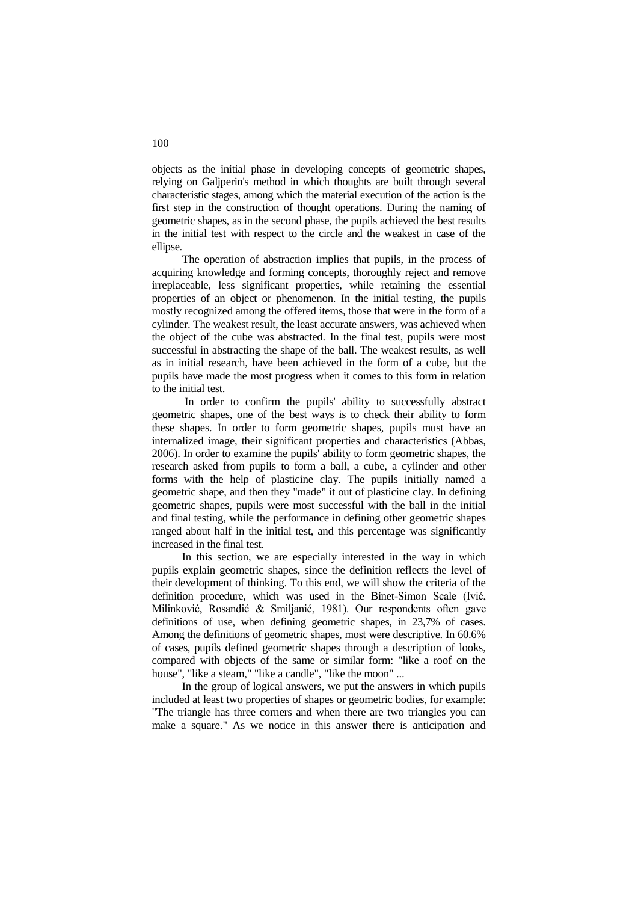objects as the initial phase in developing concepts of geometric shapes, relying on Galjperin's method in which thoughts are built through several characteristic stages, among which the material execution of the action is the first step in the construction of thought operations. During the naming of geometric shapes, as in the second phase, the pupils achieved the best results in the initial test with respect to the circle and the weakest in case of the ellipse.

The operation of abstraction implies that pupils, in the process of acquiring knowledge and forming concepts, thoroughly reject and remove irreplaceable, less significant properties, while retaining the essential properties of an object or phenomenon. In the initial testing, the pupils mostly recognized among the offered items, those that were in the form of a cylinder. The weakest result, the least accurate answers, was achieved when the object of the cube was abstracted. In the final test, pupils were most successful in abstracting the shape of the ball. The weakest results, as well as in initial research, have been achieved in the form of a cube, but the pupils have made the most progress when it comes to this form in relation to the initial test.

In order to confirm the pupils' ability to successfully abstract geometric shapes, one of the best ways is to check their ability to form these shapes. In order to form geometric shapes, pupils must have an internalized image, their significant properties and characteristics (Abbas, 2006). In order to examine the pupils' ability to form geometric shapes, the research asked from pupils to form a ball, a cube, a cylinder and other forms with the help of plasticine clay. The pupils initially named a geometric shape, and then they "made" it out of plasticine clay. In defining geometric shapes, pupils were most successful with the ball in the initial and final testing, while the performance in defining other geometric shapes ranged about half in the initial test, and this percentage was significantly increased in the final test.

In this section, we are especially interested in the way in which pupils explain geometric shapes, since the definition reflects the level of their development of thinking. To this end, we will show the criteria of the definition procedure, which was used in the Binet-Simon Scale (Ivić, Milinković, Rosandić & Smiljanić, 1981). Our respondents often gave definitions of use, when defining geometric shapes, in 23,7% of cases. Among the definitions of geometric shapes, most were descriptive. In 60.6% of cases, pupils defined geometric shapes through a description of looks, compared with objects of the same or similar form: "like a roof on the house", "like a steam," "like a candle", "like the moon" ...

In the group of logical answers, we put the answers in which pupils included at least two properties of shapes or geometric bodies, for example: "The triangle has three corners and when there are two triangles you can make a square." As we notice in this answer there is anticipation and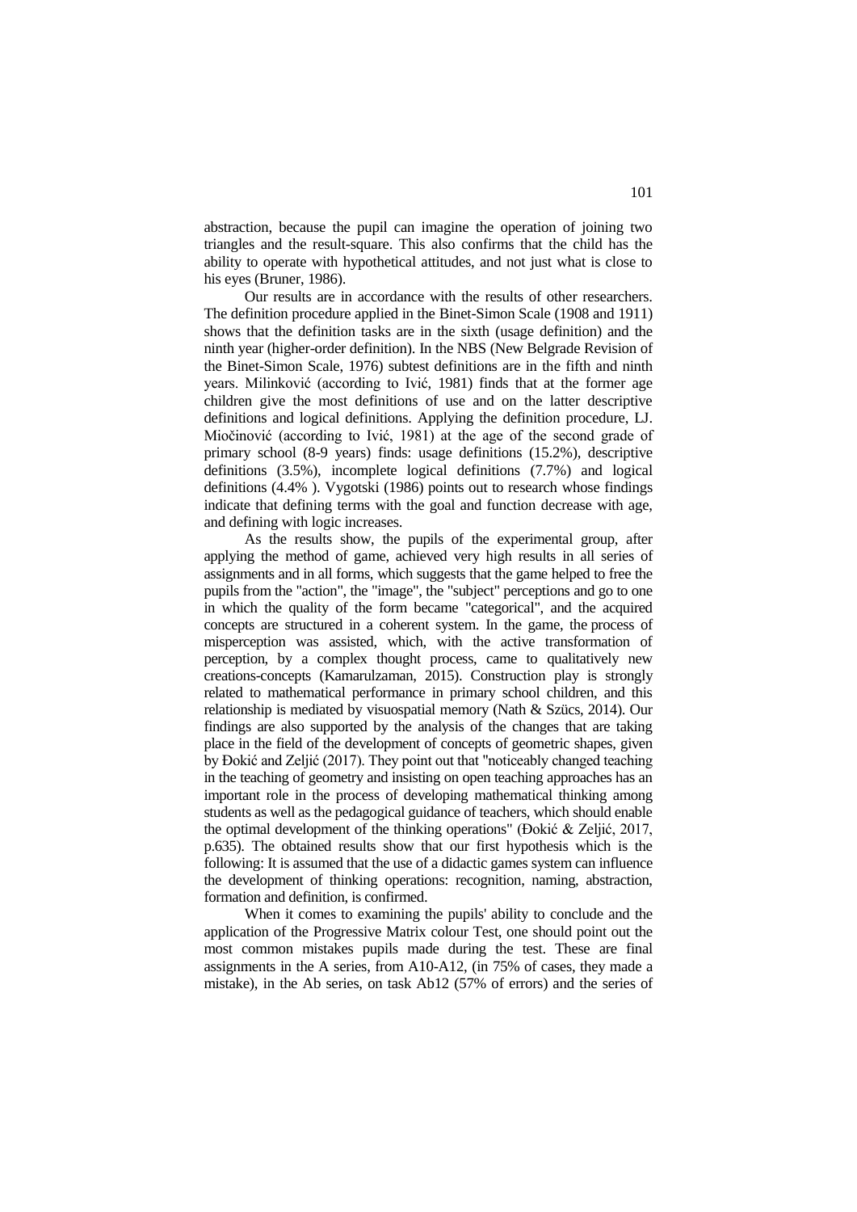abstraction, because the pupil can imagine the operation of joining two triangles and the result-square. This also confirms that the child has the ability to operate with hypothetical attitudes, and not just what is close to his eyes (Bruner, 1986).

Our results are in accordance with the results of other researchers. The definition procedure applied in the Binet-Simon Scale (1908 and 1911) shows that the definition tasks are in the sixth (usage definition) and the ninth year (higher-order definition). In the NBS (New Belgrade Revision of the Binet-Simon Scale, 1976) subtest definitions are in the fifth and ninth years. Milinković (according to Ivić, 1981) finds that at the former age children give the most definitions of use and on the latter descriptive definitions and logical definitions. Applying the definition procedure, LJ. Miočinović (according to Ivić, 1981) at the age of the second grade of primary school (8-9 years) finds: usage definitions (15.2%), descriptive definitions (3.5%), incomplete logical definitions (7.7%) and logical definitions (4.4% ). Vygotski (1986) points out to research whose findings indicate that defining terms with the goal and function decrease with age, and defining with logic increases.

As the results show, the pupils of the experimental group, after applying the method of game, achieved very high results in all series of assignments and in all forms, which suggests that the game helped to free the pupils from the "action", the "image", the "subject" perceptions and go to one in which the quality of the form became "categorical", and the acquired concepts are structured in a coherent system. In the game, the process of misperception was assisted, which, with the active transformation of perception, by a complex thought process, came to qualitatively new creations-concepts (Kamarulzaman, 2015). Construction play is strongly related to mathematical performance in primary school children, and this relationship is mediated by visuospatial memory (Nath & Szücs, 2014). Our findings are also supported by the analysis of the changes that are taking place in the field of the development of concepts of geometric shapes, given by Đokić and Zeljić (2017). They point out that "noticeably changed teaching in the teaching of geometry and insisting on open teaching approaches has an important role in the process of developing mathematical thinking among students as well as the pedagogical guidance of teachers, which should enable the optimal development of the thinking operations" (Đokić & Zeljić, 2017, p.635). The obtained results show that our first hypothesis which is the following: It is assumed that the use of a didactic games system can influence the development of thinking operations: recognition, naming, abstraction, formation and definition, is confirmed.

When it comes to examining the pupils' ability to conclude and the application of the Progressive Matrix colour Test, one should point out the most common mistakes pupils made during the test. These are final assignments in the A series, from A10-A12, (in 75% of cases, they made a mistake), in the Ab series, on task Ab12 (57% of errors) and the series of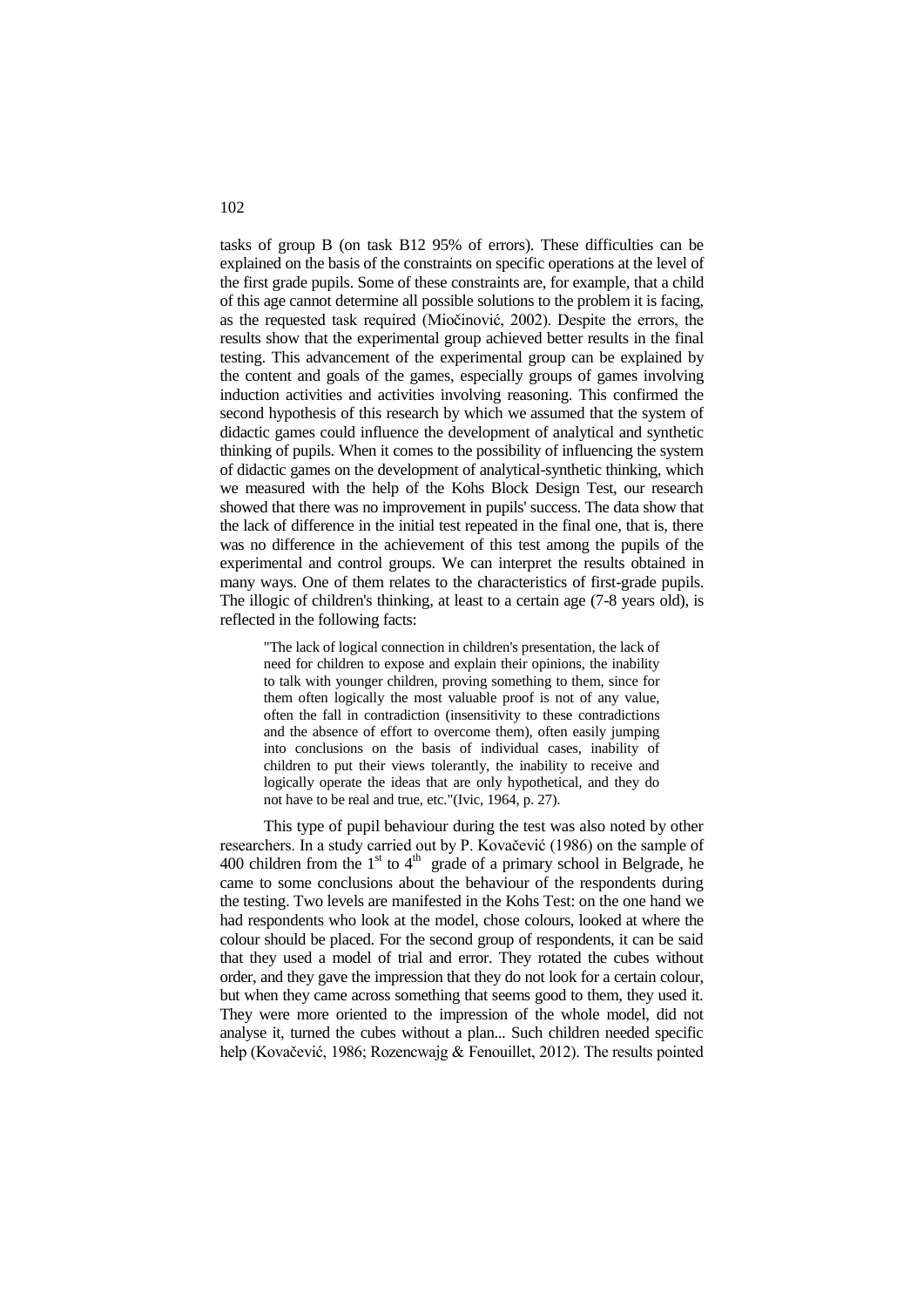tasks of group B (on task B12 95% of errors). These difficulties can be explained on the basis of the constraints on specific operations at the level of the first grade pupils. Some of these constraints are, for example, that a child of this age cannot determine all possible solutions to the problem it is facing, as the requested task required (Miočinović, 2002). Despite the errors, the results show that the experimental group achieved better results in the final testing. This advancement of the experimental group can be explained by the content and goals of the games, especially groups of games involving induction activities and activities involving reasoning. This confirmed the second hypothesis of this research by which we assumed that the system of didactic games could influence the development of analytical and synthetic thinking of pupils. When it comes to the possibility of influencing the system of didactic games on the development of analytical-synthetic thinking, which we measured with the help of the Kohs Block Design Test, our research showed that there was no improvement in pupils' success. The data show that the lack of difference in the initial test repeated in the final one, that is, there was no difference in the achievement of this test among the pupils of the experimental and control groups. We can interpret the results obtained in many ways. One of them relates to the characteristics of first-grade pupils. The illogic of children's thinking, at least to a certain age (7-8 years old), is reflected in the following facts:

> "The lack of logical connection in children's presentation, the lack of need for children to expose and explain their opinions, the inability to talk with younger children, proving something to them, since for them often logically the most valuable proof is not of any value, often the fall in contradiction (insensitivity to these contradictions and the absence of effort to overcome them), often easily jumping into conclusions on the basis of individual cases, inability of children to put their views tolerantly, the inability to receive and logically operate the ideas that are only hypothetical, and they do not have to be real and true, etc."(Ivic, 1964, p. 27).

This type of pupil behaviour during the test was also noted by other researchers. In a study carried out by P. Kovačević (1986) on the sample of 400 children from the 1st to 4th grade of a primary school in Belgrade, he came to some conclusions about the behaviour of the respondents during the testing. Two levels are manifested in the Kohs Test: on the one hand we had respondents who look at the model, chose colours, looked at where the colour should be placed. For the second group of respondents, it can be said that they used a model of trial and error. They rotated the cubes without order, and they gave the impression that they do not look for a certain colour, but when they came across something that seems good to them, they used it. They were more oriented to the impression of the whole model, did not analyse it, turned the cubes without a plan... Such children needed specific help (Kovačević, 1986; Rozencwajg & Fenouillet, 2012). The results pointed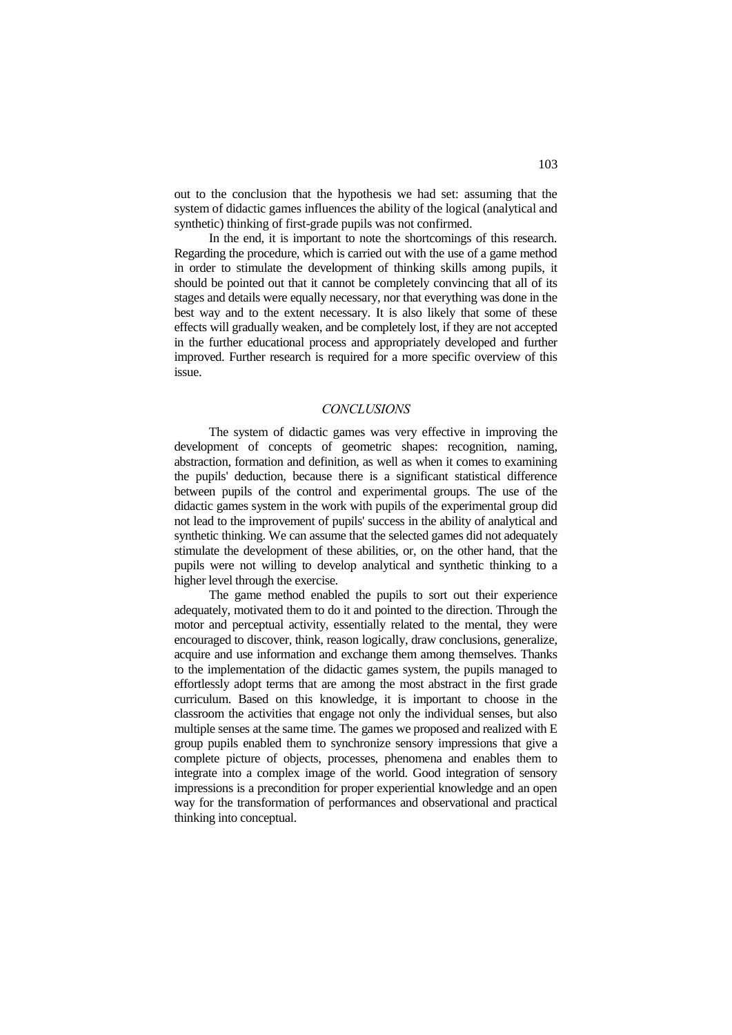out to the conclusion that the hypothesis we had set: assuming that the system of didactic games influences the ability of the logical (analytical and synthetic) thinking of first-grade pupils was not confirmed.

In the end, it is important to note the shortcomings of this research. Regarding the procedure, which is carried out with the use of a game method in order to stimulate the development of thinking skills among pupils, it should be pointed out that it cannot be completely convincing that all of its stages and details were equally necessary, nor that everything was done in the best way and to the extent necessary. It is also likely that some of these effects will gradually weaken, and be completely lost, if they are not accepted in the further educational process and appropriately developed and further improved. Further research is required for a more specific overview of this issue.

## *CONCLUSIONS*

The system of didactic games was very effective in improving the development of concepts of geometric shapes: recognition, naming, abstraction, formation and definition, as well as when it comes to examining the pupils' deduction, because there is a significant statistical difference between pupils of the control and experimental groups. The use of the didactic games system in the work with pupils of the experimental group did not lead to the improvement of pupils' success in the ability of analytical and synthetic thinking. We can assume that the selected games did not adequately stimulate the development of these abilities, or, on the other hand, that the pupils were not willing to develop analytical and synthetic thinking to a higher level through the exercise.

The game method enabled the pupils to sort out their experience adequately, motivated them to do it and pointed to the direction. Through the motor and perceptual activity, essentially related to the mental, they were encouraged to discover, think, reason logically, draw conclusions, generalize, acquire and use information and exchange them among themselves. Thanks to the implementation of the didactic games system, the pupils managed to effortlessly adopt terms that are among the most abstract in the first grade curriculum. Based on this knowledge, it is important to choose in the classroom the activities that engage not only the individual senses, but also multiple senses at the same time. The games we proposed and realized with E group pupils enabled them to synchronize sensory impressions that give a complete picture of objects, processes, phenomena and enables them to integrate into a complex image of the world. Good integration of sensory impressions is a precondition for proper experiential knowledge and an open way for the transformation of performances and observational and practical thinking into conceptual.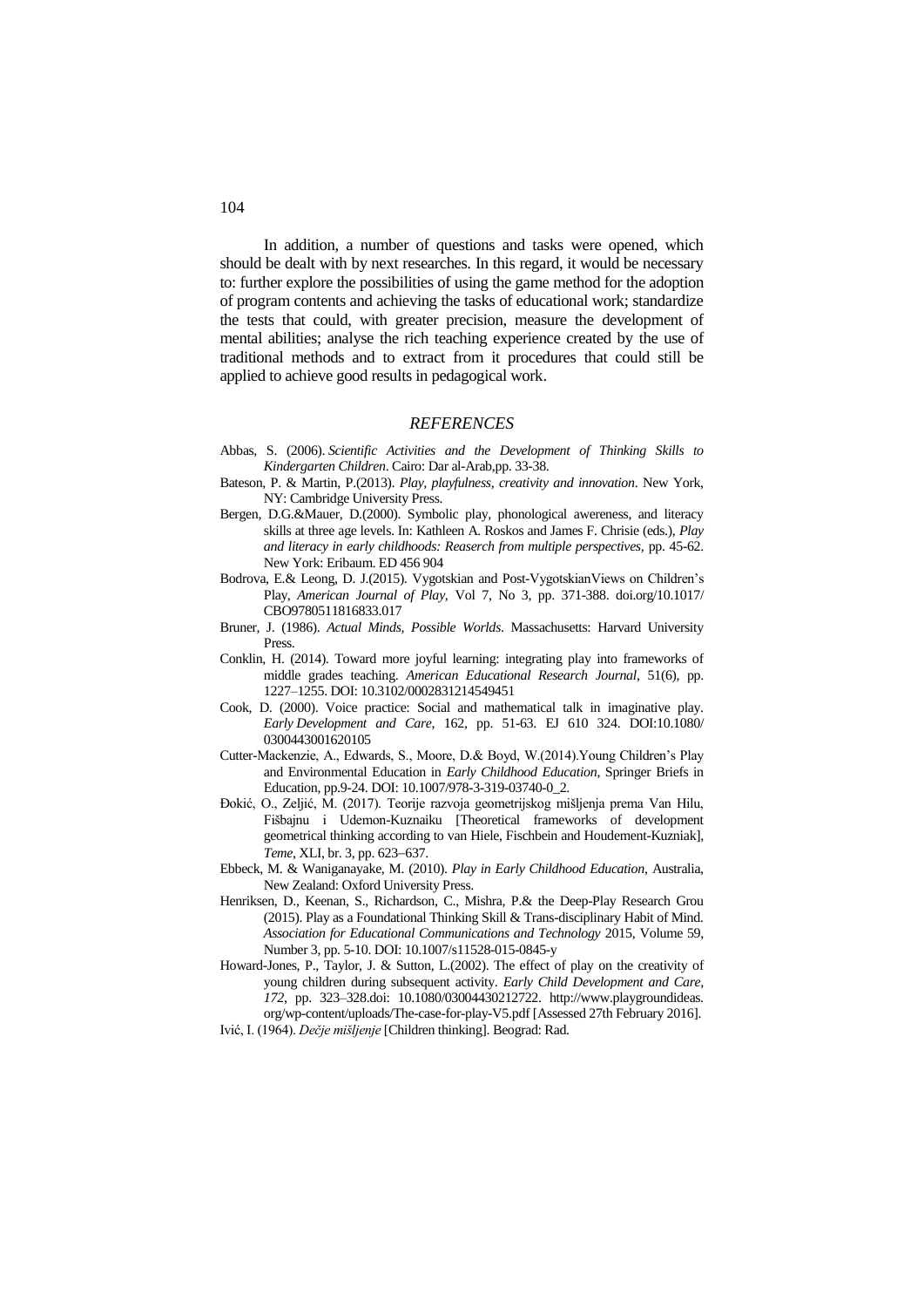In addition, a number of questions and tasks were opened, which should be dealt with by next researches. In this regard, it would be necessary to: further explore the possibilities of using the game method for the adoption of program contents and achieving the tasks of educational work; standardize the tests that could, with greater precision, measure the development of mental abilities; analyse the rich teaching experience created by the use of traditional methods and to extract from it procedures that could still be applied to achieve good results in pedagogical work.

## *REFERENCES*

Abbas, S. (2006). *Scientific Activities and the Development of Thinking Skills to Kindergarten Children*. Cairo: Dar al-Arab,pp. 33-38.

Bateson, P. & Martin, P.(2013). *Play, playfulness, creativity and innovation*. New York, NY: Cambridge University Press.

Bergen, D.G.&Mauer, D.(2000). Symbolic play, phonological awereness, and literacy skills at three age levels. In: Kathleen A. Roskos and James F. Chrisie (eds.), *Play and literacy in early childhoods: Reaserch from multiple perspectives*, pp. 45-62. New York: Eribaum. ED 456 904

Bodrova, E.& Leong, D. J.(2015). Vygotskian and Post-VygotskianViews on Children's Play, *American Journal of Play*, Vol 7, No 3, pp. 371-388. doi.org/10.1017/CBO9780511816833.017

Bruner, J. (1986). *Actual Minds, Possible Worlds*. Massachusetts: Harvard University Press.

Conklin, H. (2014). Toward more joyful learning: integrating play into frameworks of middle grades teaching. *American Educational Research Journal*, 51(6), pp. 1227–1255. DOI: 10.3102/0002831214549451

Cook, D. (2000). Voice practice: Social and mathematical talk in imaginative play. *Early Development and Care*, 162, pp. 51-63. EJ 610 324. DOI:10.1080/0300443001620105

Cutter-Mackenzie, A., Edwards, S., Moore, D.& Boyd, W.(2014).Young Children's Play and Environmental Education in *Early Childhood Education*, Springer Briefs in Education, pp.9-24. DOI: 10.1007/978-3-319-03740-0_2.

Đokić, O., Zeljić, M. (2017). Teorije razvoja geometrijskog mišljenja prema Van Hilu, Fišbajnu i Udemon-Kuznaiku [Theoretical frameworks of development geometrical thinking according to van Hiele, Fischbein and Houdement-Kuzniak], *Teme*, XLI, br. 3, pp. 623–637.

Ebbeck, M. & Waniganayake, M. (2010). *Play in Early Childhood Education*, Australia, New Zealand: Oxford University Press.

Henriksen, D., Keenan, S., Richardson, C., Mishra, P.& the Deep-Play Research Grou (2015). Play as a Foundational Thinking Skill & Trans-disciplinary Habit of Mind. *Association for Educational Communications and Technology* 2015, Volume 59, Number 3, pp. 5-10. DOI: 10.1007/s11528-015-0845-y

Howard-Jones, P., Taylor, J. & Sutton, L.(2002). The effect of play on the creativity of young children during subsequent activity. *Early Child Development and Care*, *172*, pp. 323–328.doi: 10.1080/03004430212722. http://www.playgroundideas.org/wp-content/uploads/The-case-for-play-V5.pdf [Assessed 27th February 2016].

Ivić, I. (1964). *Dečje mišljenje* [Children thinking]. Beograd: Rad.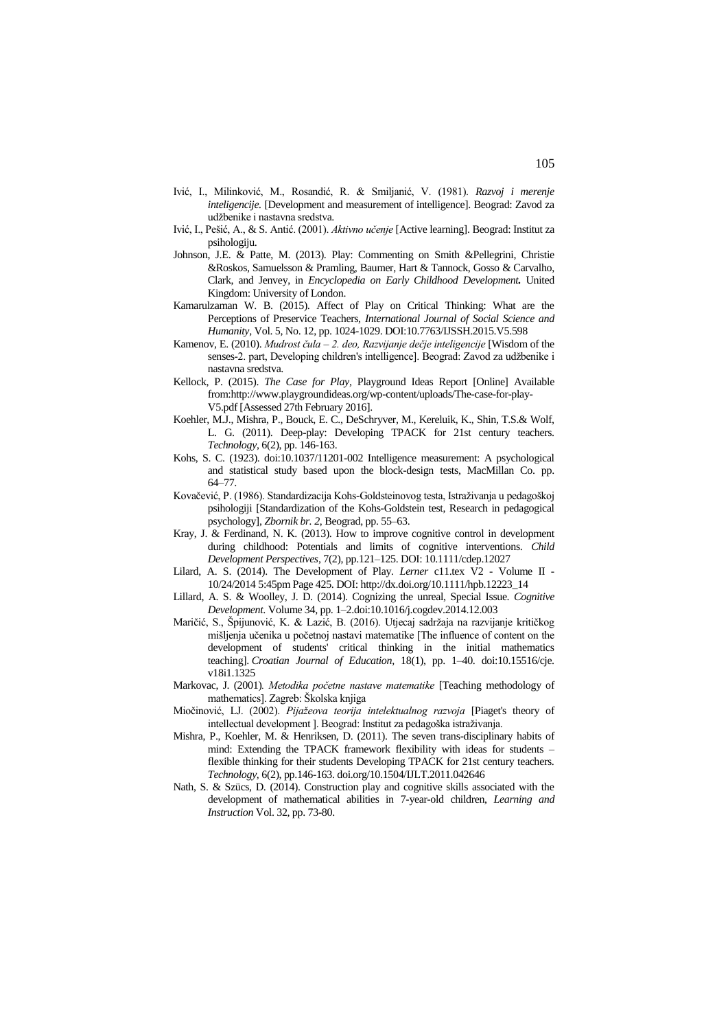Ivić, I., Milinković, M., Rosandić, R. & Smiljanić, V. (1981). *Razvoj i merenje inteligencije*. [Development and measurement of intelligence]. Beograd: Zavod za udžbenike i nastavna sredstva.

Ivić, I., Pešić, A., & S. Antić. (2001). *Aktivno učenje* [Active learning]. Beograd: Institut za psihologiju.

Johnson, J.E. & Patte, M. (2013). Play: Commenting on Smith &Pellegrini, Christie &Roskos, Samuelsson & Pramling, Baumer, Hart & Tannock, Gosso & Carvalho, Clark, and Jenvey, in *Encyclopedia on Early Childhood Development.* United Kingdom: University of London.

Kamarulzaman W. B. (2015). Affect of Play on Critical Thinking: What are the Perceptions of Preservice Teachers, *International Journal of Social Science and Humanity*, Vol. 5, No. 12, pp. 1024-1029. DOI:10.7763/IJSSH.2015.V5.598

Kamenov, E. (2010). *Mudrost čula – 2. deo, Razvijanje dečje inteligencije* [Wisdom of the senses-2. part, Developing children's intelligence]. Beograd: Zavod za udžbenike i nastavna sredstva.

Kellock, P. (2015). *The Case for Play*, Playground Ideas Report [Online] Available from:http://www.playgroundideas.org/wp-content/uploads/The-case-for-play-V5.pdf [Assessed 27th February 2016].

Koehler, M.J., Mishra, P., Bouck, E. C., DeSchryver, M., Kereluik, K., Shin, T.S.& Wolf, L. G. (2011). Deep-play: Developing TPACK for 21st century teachers. *Technology*, 6(2), pp. 146-163.

Kohs, S. C. (1923). doi:10.1037/11201-002 Intelligence measurement: A psychological and statistical study based upon the block-design tests, MacMillan Co. pp. 64–77.

Kovačević, P. (1986). Standardizacija Kohs-Goldsteinovog testa, Istraživanja u pedagoškoj psihologiji [Standardization of the Kohs-Goldstein test, Research in pedagogical psychology], *Zbornik br. 2*, Beograd, pp. 55–63.

Kray, J. & Ferdinand, N. K. (2013). How to improve cognitive control in development during childhood: Potentials and limits of cognitive interventions. *Child Development Perspectives*, 7(2), pp.121–125. DOI: 10.1111/cdep.12027

Lilard, A. S. (2014). The Development of Play. *Lerner* c11.tex V2 - Volume II - 10/24/2014 5:45pm Page 425. DOI: http://dx.doi.org/10.1111/hpb.12223_14

Lillard, A. S. & Woolley, J. D. (2014). Cognizing the unreal, Special Issue. *Cognitive Development*. Volume 34, pp. 1–2.doi:10.1016/j.cogdev.2014.12.003

Maričić, S., Špijunović, K. & Lazić, B. (2016). Utjecaj sadržaja na razvijanje kritičkog mišljenja učenika u početnoj nastavi matematike [The influence of content on the development of students' critical thinking in the initial mathematics teaching]. *Croatian Journal of Education*, 18(1), pp. 1–40. doi:10.15516/cje. v18i1.1325

Markovac, J. (2001). *Metodika početne nastave matematike* [Teaching methodology of mathematics]. Zagreb: Školska knjiga

Miočinović, LJ. (2002). *Pijažeova teorija intelektualnog razvoja* [Piaget's theory of intellectual development ]. Beograd: Institut za pedagoška istraživanja.

Mishra, P., Koehler, M. & Henriksen, D. (2011). The seven trans-disciplinary habits of mind: Extending the TPACK framework flexibility with ideas for students – flexible thinking for their students Developing TPACK for 21st century teachers. *Technology*, 6(2), pp.146-163. doi.org/10.1504/IJLT.2011.042646

Nath, S. & Szücs, D. (2014). Construction play and cognitive skills associated with the development of mathematical abilities in 7-year-old children, *Learning and Instruction* Vol. 32, pp. 73-80.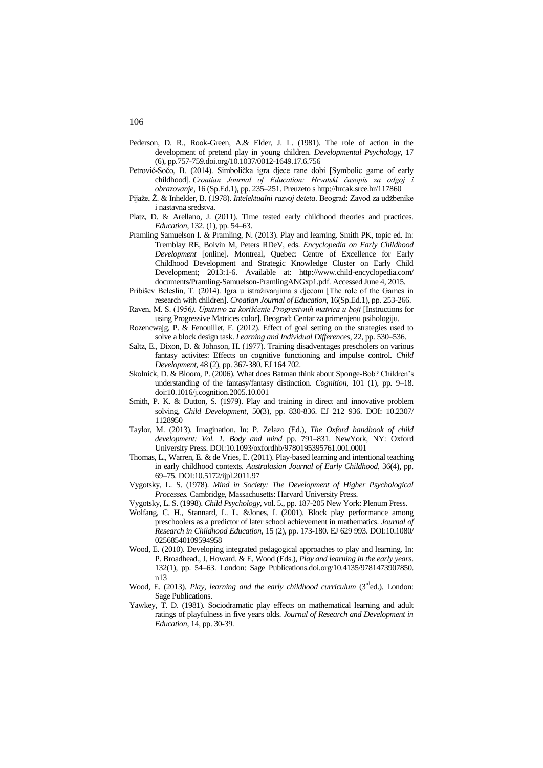Pederson, D. R., Rook-Green, A.& Elder, J. L. (1981). The role of action in the development of pretend play in young children. *Developmental Psychology*, 17 (6), pp.757-759.doi.org/10.1037/0012-1649.17.6.756

Petrović-Sočo, B. (2014). Simbolička igra djece rane dobi [Symbolic game of early childhood]. *Croatian Journal of Education: Hrvatski časopis za odgoj i obrazovanje*, 16 (Sp.Ed.1), pp. 235–251. Preuzeto s http://hrcak.srce.hr/117860

Pijaže, Ž. & Inhelder, B. (1978). *Intelektualni razvoj deteta*. Beograd: Zavod za udžbenike i nastavna sredstva.

Platz, D. & Arellano, J. (2011). Time tested early childhood theories and practices. *Education*, 132. (1), pp. 54–63.

Pramling Samuelson I. & Pramling, N. (2013). Play and learning. Smith PK, topic ed. In: Tremblay RE, Boivin M, Peters RDeV, eds. *Encyclopedia on Early Childhood Development* [online]. Montreal, Quebec: Centre of Excellence for Early Childhood Development and Strategic Knowledge Cluster on Early Child Development; 2013:1-6. Available at: http://www.child-encyclopedia.com/documents/Pramling-Samuelson-PramlingANGxp1.pdf. Accessed June 4, 2015.

Pribišev Beleslin, T. (2014). Igra u istraživanjima s djecom [The role of the Games in research with children]. *Croatian Journal of Education*, 16(Sp.Ed.1), pp. 253-266.

Raven, M. S. (1956*). Uputstvo za korišćenje Progresivnih matrica u boji* [Instructions for using Progressive Matrices color]. Beograd: Centar za primenjenu psihologiju.

Rozencwajg, P. & Fenouillet, F. (2012). Effect of goal setting on the strategies used to solve a block design task. *Learning and Individual Differences*, 22, pp. 530–536.

Saltz, E., Dixon, D. & Johnson, H. (1977). Training disadventages prescholers on various fantasy activites: Effects on cognitive functioning and impulse control. *Child Development*, 48 (2), pp. 367-380. EJ 164 702.

Skolnick, D. & Bloom, P. (2006). What does Batman think about Sponge-Bob? Children's understanding of the fantasy/fantasy distinction. *Cognition*, 101 (1), pp. 9–18. doi:10.1016/j.cognition.2005.10.001

Smith, P. K. & Dutton, S. (1979). Play and training in direct and innovative problem solving, *Child Development*, 50(3), pp. 830-836. EJ 212 936. DOI: 10.2307/1128950

Taylor, M. (2013). Imagination. In: P. Zelazo (Ed.), *The Oxford handbook of child development: Vol. 1. Body and mind* pp. 791–831. NewYork, NY: Oxford University Press. DOI:10.1093/oxfordhb/9780195395761.001.0001

Thomas, L., Warren, E. & de Vries, E. (2011). Play-based learning and intentional teaching in early childhood contexts. *Australasian Journal of Early Childhood*, 36(4), pp. 69–75. DOI:10.5172/ijpl.2011.97

Vygotsky, L. S. (1978). *Mind in Society: The Development of Higher Psychological Processes.* Cambridge, Massachusetts: Harvard University Press.

Vygotsky, L. S. (1998). *Child Psychology*, vol. 5., pp. 187-205 New York: Plenum Press.

Wolfang, C. H., Stannard, L. L. &Jones, I. (2001). Block play performance among preschoolers as a predictor of later school achievement in mathematics. *Journal of Research in Childhood Education*, 15 (2), pp. 173-180. EJ 629 993. DOI:10.1080/02568540109594958

Wood, E. (2010). Developing integrated pedagogical approaches to play and learning. In: P. Broadhead., J, Howard. & E, Wood (Eds.), *Play and learning in the early years*. 132(1), pp. 54–63. London: Sage Publications.doi.org/10.4135/9781473907850.n13

Wood, E. (2013). *Play, learning and the early childhood curriculum* (3rd ed.). London: Sage Publications.

Yawkey, T. D. (1981). Sociodramatic play effects on mathematical learning and adult ratings of playfulness in five years olds. *Journal of Research and Development in Education*, 14, pp. 30-39.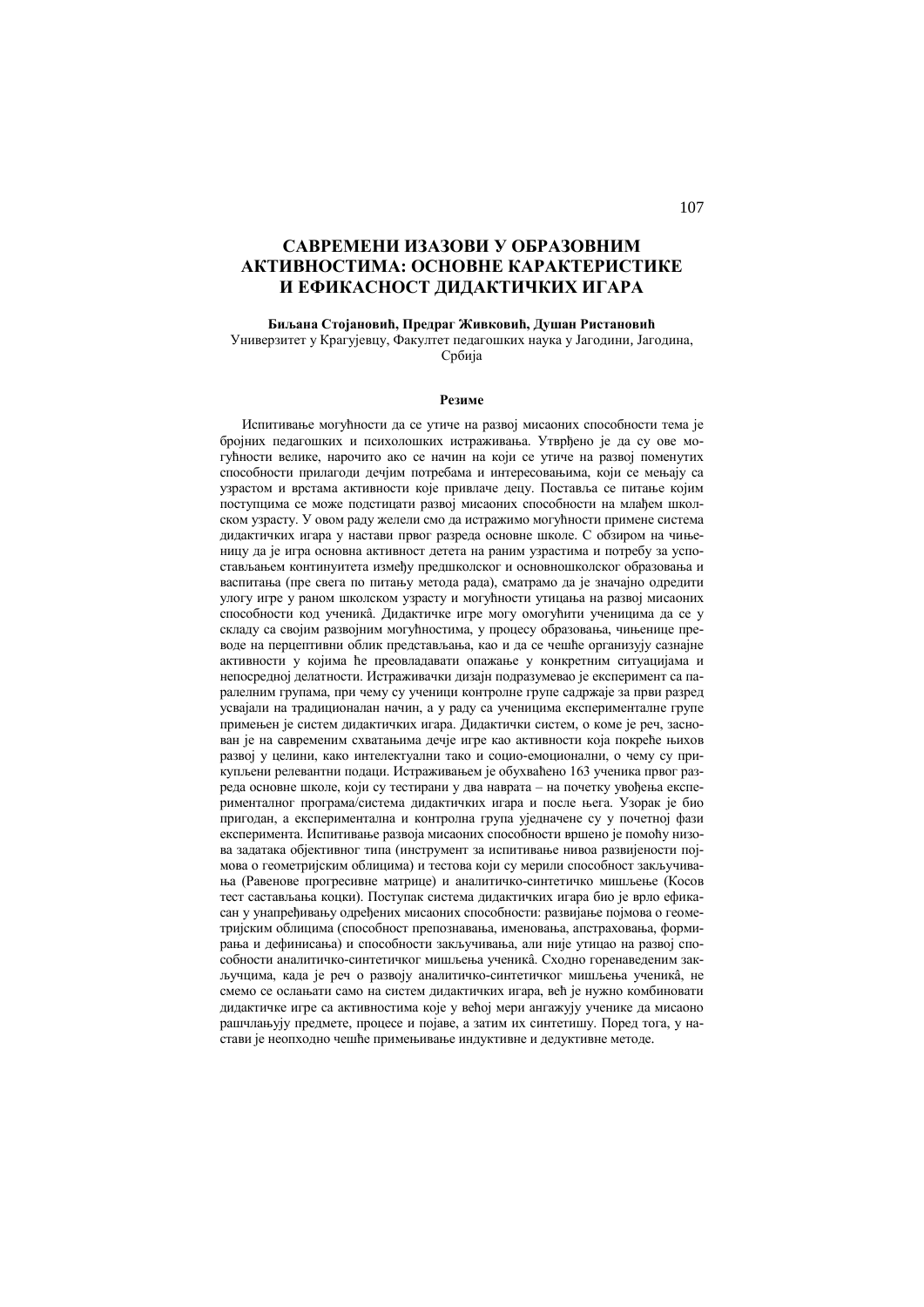# САВРЕМЕНИ ИЗАЗОВИ У ОБРАЗОВНИМ АКТИВНОСТИМА: ОСНОВНЕ КАРАКТЕРИСТИКЕ И ЕФИКАСНОСТ ДИДАКТИЧКИХ ИГАРА

**Биљана Стојановић, Предраг Живковић, Душан Ристановић**
Универзитет у Крагујевцу, Факултет педагошких наука у Јагодини, Јагодина, Србија

**Резиме**

Испитивање могућности да се утиче на развој мисаоних способности тема је бројних педагошких и психолошких истраживања. Утврђено је да су ове могућности велике, нарочито ако се начин на који се утиче на развој поменутих способности прилагоди дечјим потребама и интересовањима, који се мењају са узрастом и врстама активности које привлаче децу. Поставља се питање којим поступцима се може подстицати развој мисаоних способности на млађем школском узрасту. У овом раду желели смо да истражимо могућности примене система дидактичких игара у настави првог разреда основне школе. С обзиром на чињеницу да је игра основна активност детета на раним узрастима и потребу за успостављањем континуитета између предшколског и основношколског образовања и васпитања (пре свега по питању метода рада), сматрамо да је значајно одредити улогу игре у раном школском узрасту и могућности утицања на развој мисаоних способности код ученика. Дидактичке игре могу омогућити ученицима да се у складу са својим развојним могућностима, у процесу образовања, чињенице преводе на перцептивни облик представљања, као и да се чешће организују сазнајне активности у којима ће преовладавати опажање у конкретним ситуацијама и непосредној делатности. Истраживачки дизајн подразумевао је експеримент са паралелним групама, при чему су ученици контролне групе садржаје за први разред усвајали на традиционалан начин, а у раду са ученицима експерименталне групе примењен је систем дидактичких игара. Дидактички систем, о коме је реч, заснован је на савременим схватањима дечје игре као активности која покреће њихов развој у целини, како интелектуални тако и социо-емоционални, о чему су прикупљени релевантни подаци. Истраживањем је обухваћено 163 ученика првог разреда основне школе, који су тестирани у два наврата – на почетку увођења експерименталног програма/система дидактичких игара и после њега. Узорак је био пригодан, а експериментална и контролна група уједначене су у почетној фази експеримента. Испитивање развоја мисаоних способности вршено је помоћу низова задатака објективног типа (инструмент за испитивање нивоа развијености појмова о геометријским облицима) и тестова који су мерили способност закључивања (Равенове прогресивне матрице) и аналитичко-синтетичко мишљење (Косов тест састављања коцки). Поступак система дидактичких игара био је врло ефикасан у унапређивању одређених мисаоних способности: развијање појмова о геометријским облицима (способност препознавања, именовања, апстраховања, формирања и дефинисања) и способности закључивања, али није утицао на развој способности аналитичко-синтетичког мишљења ученикâ. Сходно горенаведеним закључцима, када је реч о развоју аналитичко-синтетичког мишљења ученикâ, не смемо се ослањати само на систем дидактичких игара, већ је нужно комбиновати дидактичке игре са активностима које у већој мери ангажују ученике да мисаоно рашчлањују предмете, процесе и појаве, а затим их синтетишу. Поред тога, у настави је неопходно чешће примењивање индуктивне и дедуктивне методе.